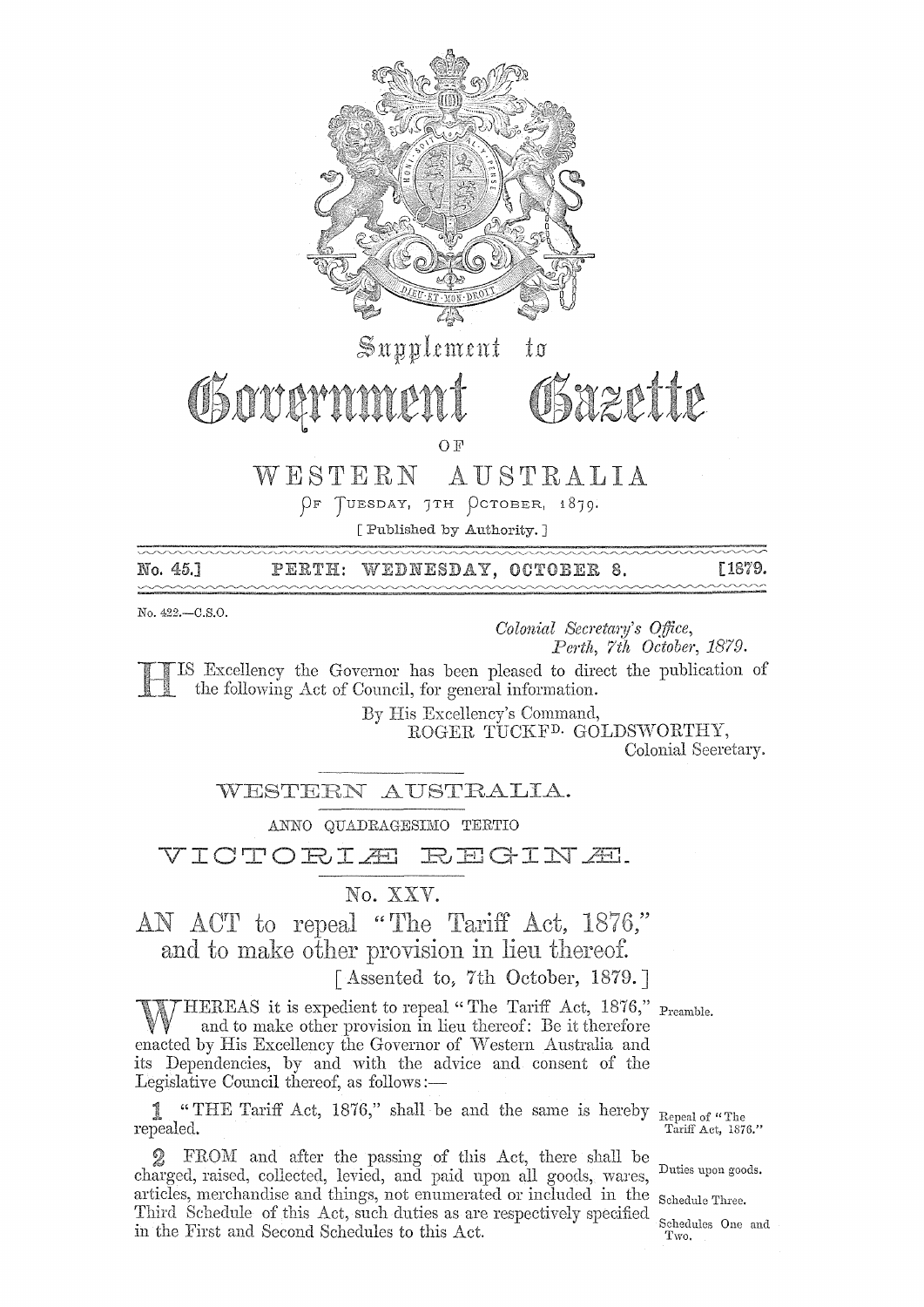# Supplement to Government Gazette

OF

# WESTERN AUSTRALIA

OF TUESDAY, 7TH OCTOBER, 1879.

[ Published by Authority. ]

No. 45.] PERTH: WEDNESDAY, OCTOBER 8. [1879.

No. 422.—C.S.O.

*Colonial Secretary's Office,*
*Perth, 7th October, 1879.*

HIS Excellency the Governor has been pleased to direct the publication of the following Act of Council, for general information.

By His Excellency's Command,
ROGER TUCKFD. GOLDSWORTHY,
Colonial Secretary.

## WESTERN AUSTRALIA.

ANNO QUADRAGESIMO TERTIO

## VICTORIÆ REGINÆ.

No. XXV.

## AN ACT to repeal "The Tariff Act, 1876," and to make other provision in lieu thereof.

[ Assented to, 7th October, 1879. ]

Preamble.

WHEREAS it is expedient to repeal "The Tariff Act, 1876," and to make other provision in lieu thereof: Be it therefore enacted by His Excellency the Governor of Western Australia and its Dependencies, by and with the advice and consent of the Legislative Council thereof, as follows:—

Repeal of "The Tariff Act, 1876."

1 "THE Tariff Act, 1876," shall be and the same is hereby repealed.

Duties upon goods. Schedule Three. Schedules One and Two.

2 FROM and after the passing of this Act, there shall be charged, raised, collected, levied, and paid upon all goods, wares, articles, merchandise and things, not enumerated or included in the Third Schedule of this Act, such duties as are respectively specified in the First and Second Schedules to this Act.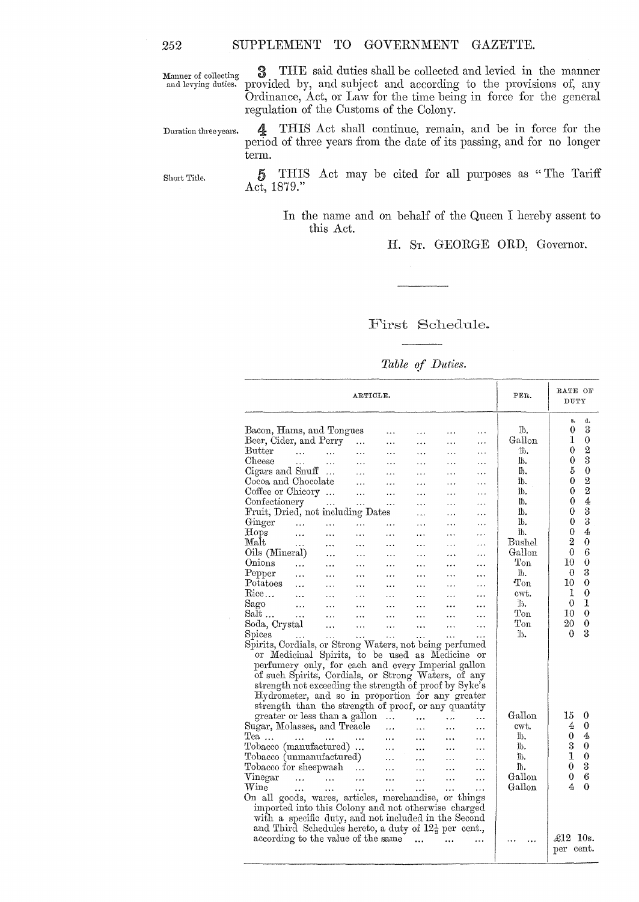**Manner of collecting and levying duties.**

**3** THE said duties shall be collected and levied in the manner provided by, and subject and according to the provisions of, any Ordinance, Act, or Law for the time being in force for the general regulation of the Customs of the Colony.

**Duration three years.**

**4** THIS Act shall continue, remain, and be in force for the period of three years from the date of its passing, and for no longer term.

**Short Title.**

**5** THIS Act may be cited for all purposes as "The Tariff Act, 1879."

In the name and on behalf of the Queen I hereby assent to this Act.

H. ST. GEORGE ORD, Governor.

---

## First Schedule.

*Table of Duties.*

| ARTICLE. | PER. | RATE OF DUTY s. | d. |
|---|---|---|---|
| Bacon, Hams, and Tongues | lb. | 0 | 3 |
| Beer, Cider, and Perry | Gallon | 1 | 0 |
| Butter | lb. | 0 | 2 |
| Cheese | lb. | 0 | 3 |
| Cigars and Snuff | lb. | 5 | 0 |
| Cocoa and Chocolate | lb. | 0 | 2 |
| Coffee or Chicory | lb. | 0 | 2 |
| Confectionery | lb. | 0 | 4 |
| Fruit, Dried, not including Dates | lb. | 0 | 3 |
| Ginger | lb. | 0 | 3 |
| Hops | lb. | 0 | 4 |
| Malt | Bushel | 2 | 0 |
| Oils (Mineral) | Gallon | 0 | 6 |
| Onions | Ton | 10 | 0 |
| Pepper | lb. | 0 | 3 |
| Potatoes | Ton | 10 | 0 |
| Rice | cwt. | 1 | 0 |
| Sago | lb. | 0 | 1 |
| Salt | Ton | 10 | 0 |
| Soda, Crystal | Ton | 20 | 0 |
| Spices | lb. | 0 | 3 |
| Spirits, Cordials, or Strong Waters, not being perfumed or Medicinal Spirits, to be used as Medicine or perfumery only, for each and every Imperial gallon of such Spirits, Cordials, or Strong Waters, of any strength not exceeding the strength of proof by Syke's Hydrometer, and so in proportion for any greater strength than the strength of proof, or any quantity greater or less than a gallon | Gallon | 15 | 0 |
| Sugar, Molasses, and Treacle | cwt. | 4 | 0 |
| Tea | lb. | 0 | 4 |
| Tobacco (manufactured) | lb. | 3 | 0 |
| Tobacco (unmanufactured) | lb. | 1 | 0 |
| Tobacco for sheepwash | lb. | 0 | 3 |
| Vinegar | Gallon | 0 | 6 |
| Wine | Gallon | 4 | 0 |
| On all goods, wares, articles, merchandise, or things imported into this Colony and not otherwise charged with a specific duty, and not included in the Second and Third Schedules hereto, a duty of 12½ per cent., according to the value of the same | ... | £12 10s. per cent. | |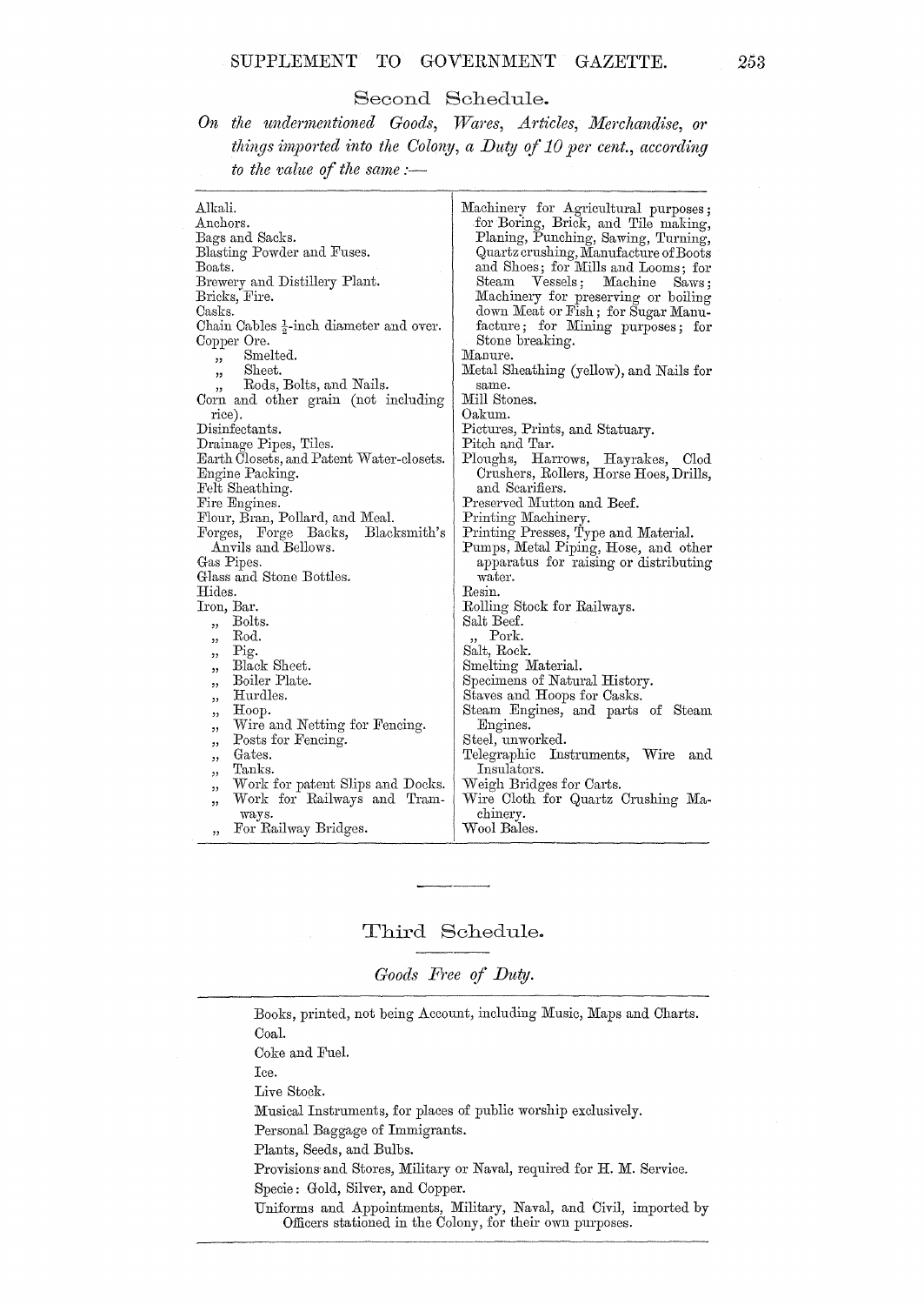## Second Schedule.

*On the undermentioned Goods, Wares, Articles, Merchandise, or things imported into the Colony, a Duty of 10 per cent., according to the value of the same :—*

Alkali.
Anchors.
Bags and Sacks.
Blasting Powder and Fuses.
Boats.
Brewery and Distillery Plant.
Bricks, Fire.
Casks.
Chain Cables ½-inch diameter and over.
Copper Ore.
,, Smelted.
,, Sheet.
,, Rods, Bolts, and Nails.
Corn and other grain (not including rice).
Disinfectants.
Drainage Pipes, Tiles.
Earth Closets, and Patent Water-closets.
Engine Packing.
Felt Sheathing.
Fire Engines.
Flour, Bran, Pollard, and Meal.
Forges, Forge Backs, Blacksmith's Anvils and Bellows.
Gas Pipes.
Glass and Stone Bottles.
Hides.
Iron, Bar.
,, Bolts.
,, Rod.
,, Pig.
,, Black Sheet.
,, Boiler Plate.
,, Hurdles.
,, Hoop.
,, Wire and Netting for Fencing.
,, Posts for Fencing.
,, Gates.
,, Tanks.
,, Work for patent Slips and Docks.
,, Work for Railways and Tramways.
,, For Railway Bridges.
Machinery for Agricultural purposes; for Boring, Brick, and Tile making, Planing, Punching, Sawing, Turning, Quartz crushing, Manufacture of Boots and Shoes; for Mills and Looms; for Steam Vessels; Machine Saws; Machinery for preserving or boiling down Meat or Fish; for Sugar Manufacture; for Mining purposes; for Stone breaking.
Manure.
Metal Sheathing (yellow), and Nails for same.
Mill Stones.
Oakum.
Pictures, Prints, and Statuary.
Pitch and Tar.
Ploughs, Harrows, Hayrakes, Clod Crushers, Rollers, Horse Hoes, Drills, and Scarifiers.
Preserved Mutton and Beef.
Printing Machinery.
Printing Presses, Type and Material.
Pumps, Metal Piping, Hose, and other apparatus for raising or distributing water.
Resin.
Rolling Stock for Railways.
Salt Beef.
,, Pork.
Salt, Rock.
Smelting Material.
Specimens of Natural History.
Staves and Hoops for Casks.
Steam Engines, and parts of Steam Engines.
Steel, unworked.
Telegraphic Instruments, Wire and Insulators.
Weigh Bridges for Carts.
Wire Cloth for Quartz Crushing Machinery.
Wool Bales.

## Third Schedule.

*Goods Free of Duty.*

Books, printed, not being Account, including Music, Maps and Charts.
Coal.
Coke and Fuel.
Ice.
Live Stock.
Musical Instruments, for places of public worship exclusively.
Personal Baggage of Immigrants.
Plants, Seeds, and Bulbs.
Provisions and Stores, Military or Naval, required for H. M. Service.
Specie: Gold, Silver, and Copper.
Uniforms and Appointments, Military, Naval, and Civil, imported by Officers stationed in the Colony, for their own purposes.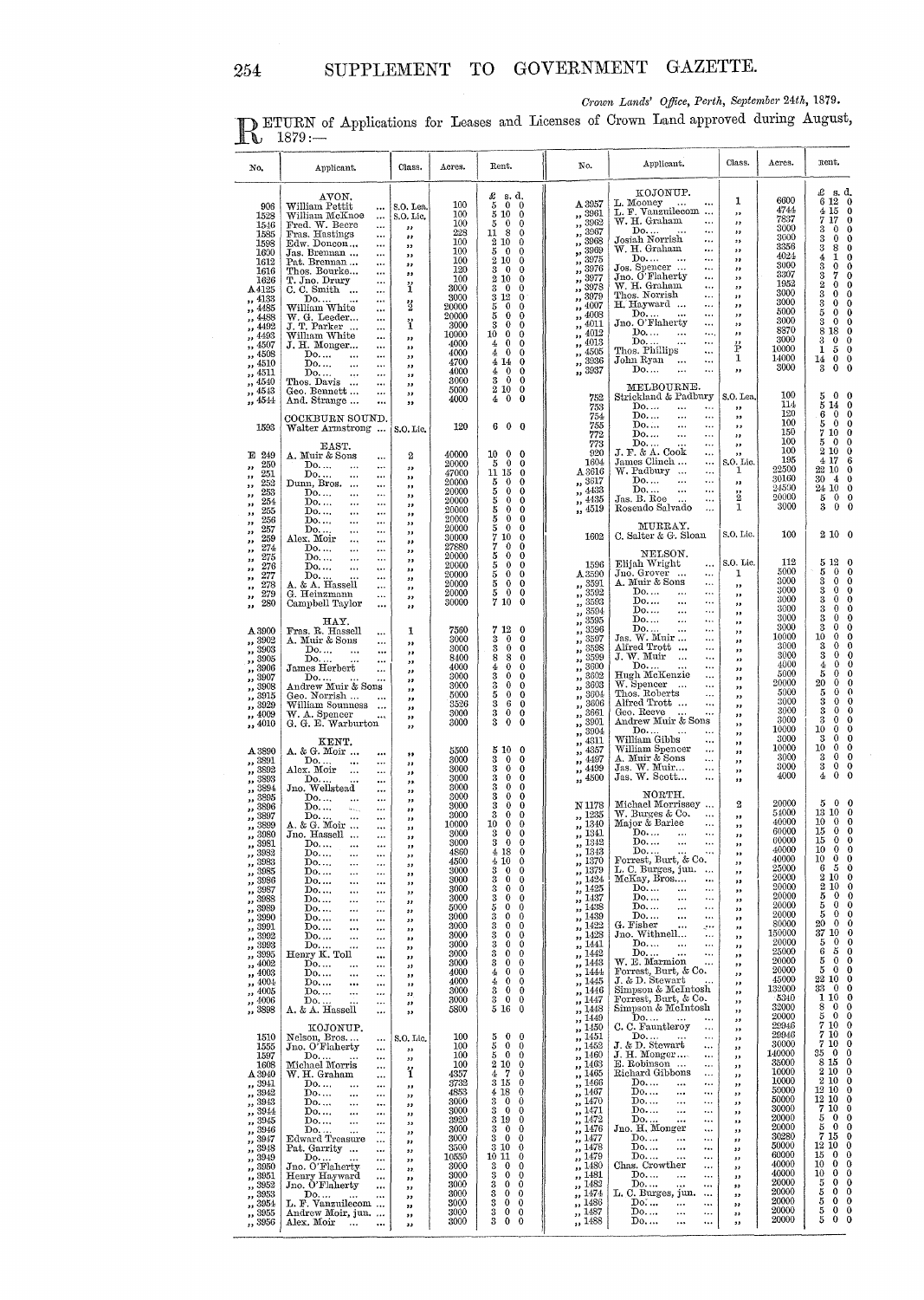*Crown Lands' Office, Perth, September 24th, 1879.*

RETURN of Applications for Leases and Licenses of Crown Land approved during August, 1879:—

| No. | Applicant. | Class. | Acres. | Rent. £ s. d. |
|---|---|---|---|---|
| | **AVON.** | | | |
| 906 | William Pettit | S.O. Lea. | 100 | 5 0 0 |
| 1528 | William McKnoe | S.O. Lic. | 100 | 5 10 0 |
| 1546 | Fred. W. Beere | ,, | 100 | 5 0 0 |
| 1585 | Fras. Hastings | ,, | 228 | 11 8 0 |
| 1598 | Edw. Doncon | ,, | 100 | 2 10 0 |
| 1600 | Jas. Brennan | ,, | 100 | 5 0 0 |
| 1612 | Pat. Brennan | ,, | 100 | 2 10 0 |
| 1616 | Thos. Bourke | ,, | 120 | 3 0 0 |
| 1626 | T. Jno. Drury | ,, | 100 | 2 10 0 |
| A 4125 | C. C. Smith | 1 | 3000 | 3 0 0 |
| ,, 4133 | Do. | ,, | 3000 | 3 12 0 |
| ,, 4485 | William White | 2 | 20000 | 5 0 0 |
| ,, 4488 | W. G. Leeder | ,, | 20000 | 5 0 0 |
| ,, 4492 | J. T. Parker | 1 | 3000 | 3 0 0 |
| ,, 4493 | William White | ,, | 10000 | 10 0 0 |
| ,, 4507 | J. H. Monger | ,, | 4000 | 4 0 0 |
| ,, 4508 | Do. | ,, | 4000 | 4 0 0 |
| ,, 4510 | Do. | ,, | 4700 | 4 14 0 |
| ,, 4511 | Do. | ,, | 4000 | 4 0 0 |
| ,, 4540 | Thos. Davis | ,, | 3000 | 3 0 0 |
| ,, 4543 | Geo. Bennett | ,, | 3000 | 2 10 0 |
| ,, 4544 | And. Strange | ,, | 4000 | 4 0 0 |
| | **COCKBURN SOUND.** | | | |
| 1593 | Walter Armstrong | S.O. Lic. | 120 | 6 0 0 |
| | **EAST.** | | | |
| E 249 | A. Muir & Sons | 2 | 40000 | 10 0 0 |
| ,, 250 | Do. | ,, | 20000 | 5 0 0 |
| ,, 251 | Do. | ,, | 47000 | 11 15 0 |
| ,, 252 | Dunn, Bros. | ,, | 20000 | 5 0 0 |
| ,, 253 | Do. | ,, | 20000 | 5 0 0 |
| ,, 254 | Do. | ,, | 20000 | 5 0 0 |
| ,, 255 | Do. | ,, | 20000 | 5 0 0 |
| ,, 256 | Do. | ,, | 20000 | 5 0 0 |
| ,, 257 | Do. | ,, | 20000 | 5 0 0 |
| ,, 259 | Alex. Moir | ,, | 30000 | 7 10 0 |
| ,, 274 | Do. | ,, | 27880 | 7 0 0 |
| ,, 275 | Do. | ,, | 20000 | 5 0 0 |
| ,, 276 | Do. | ,, | 20000 | 5 0 0 |
| ,, 277 | Do. | ,, | 20000 | 5 0 0 |
| ,, 278 | A. & A. Hassell | ,, | 20000 | 5 0 0 |
| ,, 279 | G. Heinzmann | ,, | 20000 | 5 0 0 |
| ,, 280 | Campbell Taylor | ,, | 30000 | 7 10 0 |
| | **HAY.** | | | |
| A 3900 | Fras. R. Hassell | 1 | 7560 | 7 12 0 |
| ,, 3902 | A. Muir & Sons | ,, | 3000 | 3 0 0 |
| ,, 3903 | Do. | ,, | 3000 | 3 0 0 |
| ,, 3905 | Do. | ,, | 8400 | 8 8 0 |
| ,, 3906 | James Herbert | ,, | 4000 | 4 0 0 |
| ,, 3907 | Do. | ,, | 3000 | 3 0 0 |
| ,, 3908 | Andrew Muir & Sons | ,, | 3000 | 3 0 0 |
| ,, 3915 | Geo. Norrish | ,, | 5000 | 5 0 0 |
| ,, 3929 | William Sounness | ,, | 3526 | 3 6 0 |
| ,, 4009 | W. A. Spencer | ,, | 3000 | 3 0 0 |
| ,, 4010 | G. G. E. Warburton | ,, | 3000 | 3 0 0 |
| | **KENT.** | | | |
| A 3890 | A. & G. Moir | ,, | 5500 | 5 10 0 |
| ,, 3891 | Do. | ,, | 3000 | 3 0 0 |
| ,, 3892 | Alex. Moir | ,, | 3000 | 3 0 0 |
| ,, 3893 | Do. | ,, | 3000 | 3 0 0 |
| ,, 3894 | Jno. Wellstead | ,, | 3000 | 3 0 0 |
| ,, 3895 | Do. | ,, | 3000 | 3 0 0 |
| ,, 3896 | Do. | ,, | 3000 | 3 0 0 |
| ,, 3897 | Do. | ,, | 3000 | 3 0 0 |
| ,, 3899 | A. & G. Moir | ,, | 10000 | 10 0 0 |
| ,, 3980 | Jno. Hassell | ,, | 3000 | 3 0 0 |
| ,, 3981 | Do. | ,, | 3000 | 3 0 0 |
| ,, 3982 | Do. | ,, | 4860 | 4 18 0 |
| ,, 3983 | Do. | ,, | 4500 | 4 10 0 |
| ,, 3985 | Do. | ,, | 3000 | 3 0 0 |
| ,, 3986 | Do. | ,, | 3000 | 3 0 0 |
| ,, 3987 | Do. | ,, | 3000 | 3 0 0 |
| ,, 3988 | Do. | ,, | 3000 | 3 0 0 |
| ,, 3989 | Do. | ,, | 5000 | 5 0 0 |
| ,, 3990 | Do. | ,, | 3000 | 3 0 0 |
| ,, 3991 | Do. | ,, | 3000 | 3 0 0 |
| ,, 3992 | Do. | ,, | 3000 | 3 0 0 |
| ,, 3993 | Do. | ,, | 3000 | 3 0 0 |
| ,, 3995 | Henry K. Toll | ,, | 3000 | 3 0 0 |
| ,, 4002 | Do. | ,, | 3000 | 3 0 0 |
| ,, 4003 | Do. | ,, | 4000 | 4 0 0 |
| ,, 4004 | Do. | ,, | 4000 | 4 0 0 |
| ,, 4005 | Do. | ,, | 3000 | 3 0 0 |
| ,, 4006 | Do. | ,, | 3000 | 3 0 0 |
| ,, 3898 | A. & A. Hassell | ,, | 5800 | 5 16 0 |
| | **KOJONUP.** | | | |
| 1510 | Nelson, Bros. | S.O. Lic. | 100 | 5 0 0 |
| 1555 | Jno. O'Flaherty | ,, | 100 | 5 0 0 |
| 1597 | Do. | ,, | 100 | 5 0 0 |
| 1608 | Michael Morris | ,, | 100 | 2 10 0 |
| A 3940 | W. H. Graham | 1 | 4357 | 4 7 0 |
| ,, 3941 | Do. | ,, | 3732 | 3 15 0 |
| ,, 3942 | Do. | ,, | 4853 | 4 18 0 |
| ,, 3943 | Do. | ,, | 3000 | 3 0 0 |
| ,, 3944 | Do. | ,, | 3000 | 3 0 0 |
| ,, 3945 | Do. | ,, | 3920 | 3 19 0 |
| ,, 3946 | Do. | ,, | 3000 | 3 0 0 |
| ,, 3947 | Edward Treasure | ,, | 3000 | 3 0 0 |
| ,, 3948 | Pat. Garrity | ,, | 3500 | 3 10 0 |
| ,, 3949 | Do. | ,, | 10550 | 10 11 0 |
| ,, 3950 | Jno. O'Flaherty | ,, | 3000 | 3 0 0 |
| ,, 3951 | Henry Hayward | ,, | 3000 | 3 0 0 |
| ,, 3952 | Jno. O'Flaherty | ,, | 3000 | 3 0 0 |
| ,, 3953 | Do. | ,, | 3000 | 3 0 0 |
| ,, 3954 | L. F. Vanzuilecom | ,, | 3000 | 3 0 0 |
| ,, 3955 | Andrew Moir, jun. | ,, | 3000 | 3 0 0 |
| ,, 3956 | Alex. Moir | ,, | 3000 | 3 0 0 |
| | **KOJONUP.** | | | |
| A 3957 | L. Mooney | 1 | 6600 | 6 12 0 |
| ,, 3961 | L. F. Vanzuilecom | ,, | 4744 | 4 15 0 |
| ,, 3962 | W. H. Graham | ,, | 7837 | 7 17 0 |
| ,, 3967 | Do. | ,, | 3000 | 3 0 0 |
| ,, 3968 | Josiah Norrish | ,, | 3000 | 3 0 0 |
| ,, 3969 | W. H. Graham | ,, | 3356 | 3 8 0 |
| ,, 3975 | Do. | ,, | 4024 | 4 1 0 |
| ,, 3976 | Jos. Spencer | ,, | 3000 | 3 0 0 |
| ,, 3977 | Jno. O'Flaherty | ,, | 3307 | 3 7 0 |
| ,, 3978 | W. H. Graham | ,, | 1952 | 2 0 0 |
| ,, 3979 | Thos. Norrish | ,, | 3000 | 3 0 0 |
| ,, 4007 | H. Hayward | ,, | 3000 | 3 0 0 |
| ,, 4008 | Do. | ,, | 5000 | 5 0 0 |
| ,, 4011 | Jno. O'Flaherty | ,, | 3000 | 3 0 0 |
| ,, 4012 | Do. | ,, | 8870 | 8 18 0 |
| ,, 4013 | Do. | ,, | 3000 | 3 0 0 |
| ,, 4505 | Thos. Phillips | 2 | 10000 | 1 5 0 |
| ,, 3936 | John Ryan | 1 | 14000 | 14 0 0 |
| ,, 3937 | Do. | ,, | 3000 | 3 0 0 |
| | **MELBOURNE.** | | | |
| 752 | Strickland & Padbury | S.O. Lea. | 100 | 5 0 0 |
| 753 | Do. | ,, | 114 | 5 14 0 |
| 754 | Do. | ,, | 120 | 6 0 0 |
| 755 | Do. | ,, | 100 | 5 0 0 |
| 772 | Do. | ,, | 150 | 7 10 0 |
| 773 | Do. | ,, | 100 | 5 0 0 |
| 920 | J. F. & A. Cook | ,, | 100 | 2 10 0 |
| 1604 | James Clinch | S.O. Lic. | 195 | 4 17 6 |
| A 3616 | W. Padbury | 1 | 22500 | 22 10 0 |
| ,, 3617 | Do. | ,, | 30160 | 30 4 0 |
| ,, 4433 | Do. | ,, | 24500 | 24 10 0 |
| ,, 4435 | Jas. B. Roe | 2 | 20000 | 5 0 0 |
| ,, 4519 | Rosendo Salvado | 1 | 3000 | 3 0 0 |
| | **MURRAY.** | | | |
| 1602 | C. Salter & G. Sloan | S.O. Lic. | 100 | 2 10 0 |
| | **NELSON.** | | | |
| 1596 | Elijah Wright | S.O. Lic. | 112 | 5 12 0 |
| A 3590 | Jno. Grover | 1 | 5000 | 5 0 0 |
| ,, 3591 | A. Muir & Sons | ,, | 3000 | 3 0 0 |
| ,, 3592 | Do. | ,, | 3000 | 3 0 0 |
| ,, 3593 | Do. | ,, | 3000 | 3 0 0 |
| ,, 3594 | Do. | ,, | 3000 | 3 0 0 |
| ,, 3595 | Do. | ,, | 3000 | 3 0 0 |
| ,, 3596 | Do. | ,, | 3000 | 3 0 0 |
| ,, 3597 | Jas. W. Muir | ,, | 10000 | 10 0 0 |
| ,, 3598 | Alfred Trott | ,, | 3000 | 3 0 0 |
| ,, 3599 | J. W. Muir | ,, | 3000 | 3 0 0 |
| ,, 3600 | Do. | ,, | 4000 | 4 0 0 |
| ,, 3602 | Hugh McKenzie | ,, | 5000 | 5 0 0 |
| ,, 3603 | W. Spencer | ,, | 20000 | 20 0 0 |
| ,, 3604 | Thos. Roberts | ,, | 5000 | 5 0 0 |
| ,, 3606 | Alfred Trott | ,, | 3000 | 3 0 0 |
| ,, 3661 | Geo. Reeve | ,, | 3000 | 3 0 0 |
| ,, 3901 | Andrew Muir & Sons | ,, | 3000 | 3 0 0 |
| ,, 3904 | Do. | ,, | 10000 | 10 0 0 |
| ,, 4311 | William Gibbs | ,, | 3000 | 3 0 0 |
| ,, 4357 | William Spencer | ,, | 10000 | 10 0 0 |
| ,, 4497 | A. Muir & Sons | ,, | 3000 | 3 0 0 |
| ,, 4499 | Jas. W. Muir | ,, | 3000 | 3 0 0 |
| ,, 4500 | Jas. W. Scott | ,, | 4000 | 4 0 0 |
| | **NORTH.** | | | |
| N 1178 | Michael Morrissey | 2 | 20000 | 5 0 0 |
| ,, 1235 | W. Burges & Co. | ,, | 54000 | 13 10 0 |
| ,, 1340 | Major & Barlee | ,, | 40000 | 10 0 0 |
| ,, 1341 | Do. | ,, | 60000 | 15 0 0 |
| ,, 1342 | Do. | ,, | 60000 | 15 0 0 |
| ,, 1343 | Do. | ,, | 40000 | 10 0 0 |
| ,, 1370 | Forrest, Burt, & Co. | ,, | 40000 | 10 0 0 |
| ,, 1379 | L. C. Burges, jun. | ,, | 25000 | 6 5 0 |
| ,, 1424 | McKay, Bros. | ,, | 20000 | 2 10 0 |
| ,, 1425 | Do. | ,, | 20000 | 2 10 0 |
| ,, 1437 | Do. | ,, | 20000 | 5 0 0 |
| ,, 1438 | Do. | ,, | 20000 | 5 0 0 |
| ,, 1439 | Do. | ,, | 20000 | 5 0 0 |
| ,, 1422 | G. Fisher | ,, | 80000 | 20 0 0 |
| ,, 1428 | Jno. Withnell | ,, | 150000 | 37 10 0 |
| ,, 1441 | Do. | ,, | 20000 | 5 0 0 |
| ,, 1442 | Do. | ,, | 25000 | 6 5 0 |
| ,, 1443 | W. E. Marmion | ,, | 20000 | 5 0 0 |
| ,, 1444 | Forrest, Burt, & Co. | ,, | 20000 | 5 0 0 |
| ,, 1445 | J. & D. Stewart | ,, | 45000 | 22 10 0 |
| ,, 1446 | Simpson & McIntosh | ,, | 132000 | 33 0 0 |
| ,, 1447 | Forrest, Burt, & Co. | ,, | 5340 | 1 10 0 |
| ,, 1448 | Simpson & McIntosh | ,, | 32000 | 8 0 0 |
| ,, 1449 | Do. | ,, | 20000 | 5 0 0 |
| ,, 1450 | C. C. Fauntleroy | ,, | 29946 | 7 10 0 |
| ,, 1451 | Do. | ,, | 29946 | 7 10 0 |
| ,, 1452 | J. & D. Stewart | ,, | 30000 | 7 10 0 |
| ,, 1460 | J. H. Monger | ,, | 140000 | 35 0 0 |
| ,, 1463 | E. Robinson | ,, | 35000 | 8 15 0 |
| ,, 1465 | Richard Gibbons | ,, | 10000 | 2 10 0 |
| ,, 1466 | Do. | ,, | 10000 | 2 10 0 |
| ,, 1467 | Do. | ,, | 50000 | 12 10 0 |
| ,, 1470 | Do. | ,, | 50000 | 12 10 0 |
| ,, 1471 | Do. | ,, | 30000 | 7 10 0 |
| ,, 1472 | Do. | ,, | 20000 | 5 0 0 |
| ,, 1476 | Jno. H. Monger | ,, | 20000 | 5 0 0 |
| ,, 1477 | Do. | ,, | 36280 | 7 15 0 |
| ,, 1478 | Do. | ,, | 50000 | 12 10 0 |
| ,, 1479 | Do. | ,, | 60000 | 15 0 0 |
| ,, 1480 | Chas. Crowther | ,, | 40000 | 10 0 0 |
| ,, 1481 | Do. | ,, | 40000 | 10 0 0 |
| ,, 1482 | Do. | ,, | 20000 | 5 0 0 |
| ,, 1474 | L. C. Burges, jun. | ,, | 20000 | 5 0 0 |
| ,, 1486 | Do. | ,, | 20000 | 5 0 0 |
| ,, 1487 | Do. | ,, | 20000 | 5 0 0 |
| ,, 1488 | Do. | ,, | 20000 | 5 0 0 |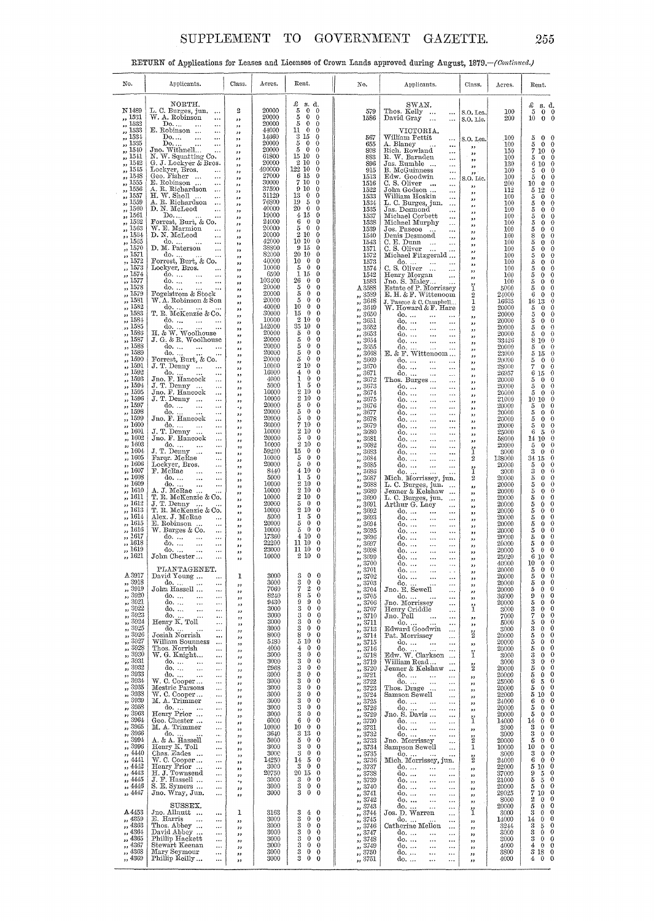RETURN of Applications for Leases and Licenses of Crown Lands approved during August, 1879.—*(Continued.)*

| No. | Applicants. | Class. | Acres. | Rent. £ | s. | d. |
|---|---|---|---|---|---|---|
| | NORTH. | | | | | |
| N 1489 | L. C. Burges, jun. ... | 2 | 20000 | 5 | 0 | 0 |
| ,, 1531 | W. A. Robinson ... | ,, | 20000 | 5 | 0 | 0 |
| ,, 1532 | Do.... ... | ,, | 20000 | 5 | 0 | 0 |
| ,, 1533 | E. Robinson ... ... | ,, | 44000 | 11 | 0 | 0 |
| ,, 1534 | Do.... ... ... | ,, | 14660 | 3 | 15 | 0 |
| ,, 1535 | Do.... ... ... | ,, | 20000 | 5 | 0 | 0 |
| ,, 1540 | Jno. Withnell... ... | ,, | 20000 | 5 | 0 | 0 |
| ,, 1541 | N. W. Squatting Co. | ,, | 61800 | 15 | 10 | 0 |
| ,, 1542 | G. J. Lockyer & Bros. | ,, | 20000 | 2 | 10 | 0 |
| ,, 1545 | Lockyer, Bros. ... | ,, | 490000 | 122 | 10 | 0 |
| ,, 1548 | Geo. Fisher ... ... | ,, | 27000 | 6 | 15 | 0 |
| ,, 1555 | E. Robinson ... ... | ,, | 30000 | 7 | 10 | 0 |
| ,, 1556 | A. R. Richardson ... | ,, | 37500 | 9 | 10 | 0 |
| ,, 1557 | H. W. Sholl ... ... | ,, | 51129 | 13 | 0 | 0 |
| ,, 1559 | A. R. Richardson ... | ,, | 76800 | 19 | 5 | 0 |
| ,, 1560 | D. N. McLeod ... | ,, | 40000 | 20 | 0 | 0 |
| ,, 1561 | Do.... ... ... | ,, | 19000 | 4 | 15 | 0 |
| ,, 1562 | Forrest, Burt, & Co. | ,, | 24000 | 6 | 0 | 0 |
| ,, 1563 | W. E. Marmion ... | ,, | 20000 | 5 | 0 | 0 |
| ,, 1564 | D. N. McLeod ... | ,, | 20000 | 2 | 10 | 0 |
| ,, 1565 | do. ... ... ... | ,, | 42000 | 10 | 10 | 0 |
| ,, 1570 | D. M. Paterson ... | ,, | 38800 | 9 | 15 | 0 |
| ,, 1571 | do. ... ... ... | ,, | 82000 | 20 | 10 | 0 |
| ,, 1572 | Forrest, Burt, & Co. | ,, | 40000 | 10 | 0 | 0 |
| ,, 1573 | Lockyer, Bros. ... | ,, | 10000 | 5 | 0 | 0 |
| ,, 1574 | do. ... ... ... | ,, | 6500 | 1 | 15 | 0 |
| ,, 1577 | do. ... ... ... | ,, | 103400 | 26 | 0 | 0 |
| ,, 1578 | do. ... ... ... | ,, | 20000 | 5 | 0 | 0 |
| ,, 1579 | Pogelstrom & Stock | ,, | 20000 | 5 | 0 | 0 |
| ,, 1581 | W. A. Robinson & Son | ,, | 20000 | 5 | 0 | 0 |
| ,, 1582 | do. ... ... ... | ,, | 40000 | 10 | 0 | 0 |
| ,, 1583 | T. R. McKenzie & Co. | ,, | 30000 | 15 | 0 | 0 |
| ,, 1584 | do. ... ... ... | ,, | 10000 | 2 | 10 | 0 |
| ,, 1585 | do. ... ... ... | ,, | 142000 | 35 | 10 | 0 |
| ,, 1586 | H. & W. Woolhouse | ,, | 20000 | 5 | 0 | 0 |
| ,, 1587 | J. G. & R. Woolhouse | ,, | 20000 | 5 | 0 | 0 |
| ,, 1588 | do. ... ... ... | ,, | 20000 | 5 | 0 | 0 |
| ,, 1589 | do. ... ... ... | ,, | 20000 | 5 | 0 | 0 |
| ,, 1590 | Forrest, Burt, & Co. | ,, | 20000 | 5 | 0 | 0 |
| ,, 1591 | J. T. Denny ... ... | ,, | 10000 | 2 | 10 | 0 |
| ,, 1592 | do. ... ... ... | ,, | 16000 | 4 | 0 | 0 |
| ,, 1593 | Jno. F. Hancock ... | ,, | 4000 | 1 | 0 | 0 |
| ,, 1594 | J. T. Denny ... ... | ,, | 5000 | 1 | 5 | 0 |
| ,, 1595 | Jno. F. Hancock ... | ,, | 10000 | 2 | 10 | 0 |
| ,, 1596 | J. T. Denny ... ... | ,, | 10000 | 2 | 10 | 0 |
| ,, 1597 | do. ... ... ... | ,, | 20000 | 5 | 0 | 0 |
| ,, 1598 | do. ... ... ... | ,, | 20000 | 5 | 0 | 0 |
| ,, 1599 | Jno. F. Hancock ... | ,, | 20000 | 5 | 0 | 0 |
| ,, 1600 | do. ... ... ... | ,, | 30000 | 7 | 10 | 0 |
| ,, 1601 | J. T. Denny ... ... | ,, | 10000 | 2 | 10 | 0 |
| ,, 1602 | Jno. F. Hancock ... | ,, | 20000 | 5 | 0 | 0 |
| ,, 1603 | do. ... ... ... | ,, | 10000 | 2 | 10 | 0 |
| ,, 1604 | J. T. Denny ... ... | ,, | 59200 | 15 | 0 | 0 |
| ,, 1605 | Farqr. McRae ... | ,, | 10000 | 5 | 0 | 0 |
| ,, 1606 | Lockyer, Bros. ... | ,, | 20000 | 5 | 0 | 0 |
| ,, 1607 | F. McRae ... ... | ,, | 8440 | 4 | 10 | 0 |
| ,, 1608 | do. ... ... ... | ,, | 5000 | 1 | 5 | 0 |
| ,, 1609 | do. ... ... ... | ,, | 10000 | 2 | 10 | 0 |
| ,, 1610 | A. J. McRae ... ... | ,, | 10000 | 2 | 10 | 0 |
| ,, 1611 | T. R. McKenzie & Co. | ,, | 10000 | 2 | 10 | 0 |
| ,, 1612 | J. T. Denny ... ... | ,, | 20000 | 5 | 0 | 0 |
| ,, 1613 | T. R. McKenzie & Co. | ,, | 10000 | 2 | 10 | 0 |
| ,, 1614 | Alex. J. McRae ... | ,, | 5000 | 1 | 5 | 0 |
| ,, 1615 | E. Robinson ... ... | ,, | 20000 | 5 | 0 | 0 |
| ,, 1616 | W. Burges & Co. ... | ,, | 10000 | 5 | 0 | 0 |
| ,, 1617 | do. ... ... ... | ,, | 17360 | 4 | 10 | 0 |
| ,, 1618 | do. ... ... ... | ,, | 22200 | 11 | 10 | 0 |
| ,, 1619 | do. ... ... ... | ,, | 23000 | 11 | 10 | 0 |
| ,, 1621 | John Chester ... ... | ,, | 10000 | 2 | 10 | 0 |
| | PLANTAGENET. | | | | | |
| A 3917 | David Young ... ... | 1 | 3000 | 3 | 0 | 0 |
| ,, 3918 | do. ... ... ... | ,, | 3000 | 3 | 0 | 0 |
| ,, 3919 | John Hassell ... ... | ,, | 7060 | 7 | 2 | 0 |
| ,, 3920 | do. ... ... ... | ,, | 8240 | 8 | 5 | 0 |
| ,, 3921 | do. ... ... ... | ,, | 9430 | 9 | 9 | 0 |
| ,, 3922 | do. ... ... ... | ,, | 3000 | 3 | 0 | 0 |
| ,, 3923 | do. ... ... ... | ,, | 3000 | 3 | 0 | 0 |
| ,, 3924 | Henry K. Toll ... | ,, | 3000 | 3 | 0 | 0 |
| ,, 3925 | do. ... ... ... | ,, | 3000 | 3 | 0 | 0 |
| ,, 3926 | Josiah Norrish ... | ,, | 8000 | 8 | 0 | 0 |
| ,, 3927 | William Sounness ... | ,, | 5180 | 5 | 10 | 0 |
| ,, 3928 | Thos. Norrish ... | ,, | 4000 | 4 | 0 | 0 |
| ,, 3930 | W. G. Knight... ... | ,, | 3000 | 3 | 0 | 0 |
| ,, 3931 | do. ... ... ... | ,, | 3000 | 3 | 0 | 0 |
| ,, 3932 | do. ... ... ... | ,, | 2968 | 3 | 0 | 0 |
| ,, 3933 | do. ... ... ... | ,, | 3000 | 3 | 0 | 0 |
| ,, 3934 | W. C. Cooper... ... | ,, | 3000 | 3 | 0 | 0 |
| ,, 3935 | Mestric Parsons ... | ,, | 3000 | 3 | 0 | 0 |
| ,, 3938 | W. C. Cooper... ... | ,, | 3000 | 3 | 0 | 0 |
| ,, 3939 | M. A. Trimmer ... | ,, | 3000 | 3 | 0 | 0 |
| ,, 3958 | do. ... ... ... | ,, | 3000 | 3 | 0 | 0 |
| ,, 3963 | Henry Prior ... ... | ,, | 3000 | 3 | 0 | 0 |
| ,, 3964 | Geo. Chester ... ... | ,, | 6000 | 6 | 0 | 0 |
| ,, 3965 | M. A. Trimmer ... | ,, | 10000 | 10 | 0 | 0 |
| ,, 3966 | do. ... ... ... | ,, | 3640 | 3 | 13 | 0 |
| ,, 3994 | A. & A. Hassell ... | ,, | 5000 | 5 | 0 | 0 |
| ,, 3996 | Henry K. Toll ... | ,, | 3000 | 3 | 0 | 0 |
| ,, 4440 | Chas. Eades ... ... | ,, | 3000 | 3 | 0 | 0 |
| ,, 4441 | W. C. Cooper... ... | ,, | 14250 | 14 | 5 | 0 |
| ,, 4442 | Henry Prior ... ... | ,, | 3000 | 3 | 0 | 0 |
| ,, 4443 | H. J. Townsend ... | ,, | 20750 | 20 | 15 | 0 |
| ,, 4445 | J. F. Hassell ... ... | ,, | 3000 | 3 | 0 | 0 |
| ,, 4446 | S. E. Symers ... ... | ,, | 3000 | 3 | 0 | 0 |
| ,, 4447 | Jno. Wray, Jun. ... | ,, | 3000 | 3 | 0 | 0 |
| | SUSSEX. | | | | | |
| A 4453 | Jno. Allnutt ... ... | 1 | 3163 | 3 | 4 | 0 |
| ,, 4359 | E. Harris ... ... | ,, | 3000 | 3 | 0 | 0 |
| ,, 4363 | Thos. Abbey ... ... | ,, | 3000 | 3 | 0 | 0 |
| ,, 4364 | David Abbey ... ... | ,, | 3000 | 3 | 0 | 0 |
| ,, 4365 | Phillip Hackett ... | ,, | 3000 | 3 | 0 | 0 |
| ,, 4367 | Stewart Keenan ... | ,, | 3000 | 3 | 0 | 0 |
| ,, 4368 | Mary Seymour ... | ,, | 3000 | 3 | 0 | 0 |
| ,, 4369 | Phillip Reilly... ... | ,, | 3000 | 3 | 0 | 0 |
| | SWAN. | | | | | |
| 579 | Thos. Kelly ... ... | S.O. Lea. | 100 | 5 | 0 | 0 |
| 1586 | David Gray ... ... | S.O. Lic. | 200 | 10 | 0 | 0 |
| | VICTORIA. | | | | | |
| 567 | William Pettit ... | S.O. Lea. | 100 | 5 | 0 | 0 |
| 655 | A. Blaney ... ... | ,, | 100 | 5 | 0 | 0 |
| 808 | Rich. Rowland ... | ,, | 150 | 7 | 10 | 0 |
| 883 | R. W. Barnden ... | ,, | 100 | 5 | 0 | 0 |
| 896 | Jas. Rumble ... ... | ,, | 130 | 6 | 10 | 0 |
| 915 | B. McGuinness ... | ,, | 100 | 5 | 0 | 0 |
| 1513 | Edw. Goodwin ... | S.O. Lic. | 100 | 5 | 0 | 0 |
| 1516 | C. S. Oliver ... ... | ,, | 200 | 10 | 0 | 0 |
| 1522 | John Godson ... ... | ,, | 112 | 5 | 12 | 0 |
| 1533 | William Hoskin ... | ,, | 100 | 5 | 0 | 0 |
| 1534 | L. C. Burges, jun. ... | ,, | 100 | 5 | 0 | 0 |
| 1535 | Jas. Desmond ... | ,, | 100 | 5 | 0 | 0 |
| 1537 | Michael Corbett ... | ,, | 100 | 5 | 0 | 0 |
| 1538 | Michael Murphy ... | ,, | 100 | 5 | 0 | 0 |
| 1539 | Jos. Pascoe ... ... | ,, | 100 | 5 | 0 | 0 |
| 1540 | Denis Desmond ... | ,, | 160 | 8 | 0 | 0 |
| 1543 | C. E. Dunn ... ... | ,, | 100 | 5 | 0 | 0 |
| 1571 | C. S. Oliver ... ... | ,, | 100 | 5 | 0 | 0 |
| 1572 | Michael Fitzgerald ... | ,, | 100 | 5 | 0 | 0 |
| 1573 | do. ... ... ... | ,, | 100 | 5 | 0 | 0 |
| 1574 | C. S. Oliver ... ... | ,, | 100 | 5 | 0 | 0 |
| 1542 | Henry Morgan ... | ,, | 100 | 5 | 0 | 0 |
| 1583 | Jno. S. Maley... ... | ,, | 100 | 5 | 0 | 0 |
| A 3588 | Estate of P. Morrissey | 1 | 5000 | 5 | 0 | 0 |
| ,, 3589 | E. H. & F. Wittenoom | 2 | 24000 | 6 | 0 | 0 |
| ,, 3648 | J. Pascoe & C. Campbell... | 1 | 16835 | 16 | 13 | 0 |
| ,, 3649 | W. Howard & F. Hare | 2 | 20000 | 5 | 0 | 0 |
| ,, 3650 | do. ... ... ... | ,, | 20000 | 5 | 0 | 0 |
| ,, 3651 | do. ... ... ... | ,, | 20000 | 5 | 0 | 0 |
| ,, 3652 | do. ... ... ... | ,, | 20000 | 5 | 0 | 0 |
| ,, 3653 | do. ... ... ... | ,, | 20000 | 5 | 0 | 0 |
| ,, 3654 | do. ... ... ... | ,, | 33426 | 8 | 10 | 0 |
| ,, 3655 | do. ... ... ... | ,, | 20000 | 5 | 0 | 0 |
| ,, 3668 | E. & F. Wittenoom... | ,, | 23000 | 5 | 15 | 0 |
| ,, 3669 | do. ... ... ... | ,, | 20000 | 5 | 0 | 0 |
| ,, 3670 | do. ... ... ... | ,, | 28000 | 7 | 0 | 0 |
| ,, 3671 | do. ... ... ... | ,, | 26957 | 6 | 15 | 0 |
| ,, 3672 | Thos. Burges ... ... | ,, | 20000 | 5 | 0 | 0 |
| ,, 3673 | do. ... ... ... | ,, | 20000 | 5 | 0 | 0 |
| ,, 3674 | do. ... ... ... | ,, | 20000 | 5 | 0 | 0 |
| ,, 3675 | do. ... ... ... | ,, | 21000 | 10 | 10 | 0 |
| ,, 3676 | do. ... ... ... | ,, | 20000 | 5 | 0 | 0 |
| ,, 3677 | do. ... ... ... | ,, | 20000 | 5 | 0 | 0 |
| ,, 3678 | do. ... ... ... | ,, | 20000 | 5 | 0 | 0 |
| ,, 3679 | do. ... ... ... | ,, | 20000 | 5 | 0 | 0 |
| ,, 3680 | do. ... ... ... | ,, | 25000 | 6 | 5 | 0 |
| ,, 3681 | do. ... ... ... | ,, | 58000 | 14 | 10 | 0 |
| ,, 3682 | do. ... ... ... | ,, | 20000 | 5 | 0 | 0 |
| ,, 3683 | do. ... ... ... | 1 | 3000 | 3 | 0 | 0 |
| ,, 3684 | do. ... ... ... | 2 | 138000 | 34 | 15 | 0 |
| ,, 3685 | do. ... ... ... | ,, | 20000 | 5 | 0 | 0 |
| ,, 3686 | do. ... ... ... | 1 | 3000 | 3 | 0 | 0 |
| ,, 3687 | Mich. Morrissey, jun. | 2 | 20000 | 5 | 0 | 0 |
| ,, 3688 | L. C. Burges, jun. ... | ,, | 20000 | 5 | 0 | 0 |
| ,, 3689 | Jenner & Kelshaw ... | ,, | 20000 | 5 | 0 | 0 |
| ,, 3690 | L. C. Burges, jun. ... | ,, | 20000 | 5 | 0 | 0 |
| ,, 3691 | Arthur G. Lacy ... | ,, | 20000 | 5 | 0 | 0 |
| ,, 3692 | do. ... ... ... | ,, | 20000 | 5 | 0 | 0 |
| ,, 3693 | do. ... ... ... | ,, | 20000 | 5 | 0 | 0 |
| ,, 3694 | do. ... ... ... | ,, | 20000 | 5 | 0 | 0 |
| ,, 3695 | do. ... ... ... | ,, | 20000 | 5 | 0 | 0 |
| ,, 3696 | do. ... ... ... | ,, | 20000 | 5 | 0 | 0 |
| ,, 3697 | do. ... ... ... | ,, | 20000 | 5 | 0 | 0 |
| ,, 3698 | do. ... ... ... | ,, | 20000 | 5 | 0 | 0 |
| ,, 3699 | do. ... ... ... | ,, | 25020 | 6 | 10 | 0 |
| ,, 3700 | do. ... ... ... | ,, | 40000 | 10 | 0 | 0 |
| ,, 3701 | do. ... ... ... | ,, | 20000 | 5 | 0 | 0 |
| ,, 3702 | do. ... ... ... | ,, | 20000 | 5 | 0 | 0 |
| ,, 3703 | do. ... ... ... | ,, | 20000 | 5 | 0 | 0 |
| ,, 3704 | Jno. E. Sewell ... | ,, | 20000 | 5 | 0 | 0 |
| ,, 3705 | do. ... ... ... | ,, | 36000 | 9 | 0 | 0 |
| ,, 3706 | Jno. Morrissey ... | ,, | 20000 | 5 | 0 | 0 |
| ,, 3707 | Henry Criddle ... | 1 | 3000 | 3 | 0 | 0 |
| ,, 3710 | Jno. Poll ... ... | ,, | 7000 | 7 | 0 | 0 |
| ,, 3711 | do. ... ... ... | ,, | 5000 | 5 | 0 | 0 |
| ,, 3713 | Edward Goodwin ... | ,, | 3000 | 3 | 0 | 0 |
| ,, 3714 | Pat. Morrissey ... | 2 | 20000 | 5 | 0 | 0 |
| ,, 3715 | do. ... ... ... | ,, | 20000 | 5 | 0 | 0 |
| ,, 3716 | do. ... ... ... | ,, | 20000 | 5 | 0 | 0 |
| ,, 3718 | Edw. W. Clarkson ... | 1 | 3000 | 3 | 0 | 0 |
| ,, 3719 | William Read... ... | ,, | 3000 | 3 | 0 | 0 |
| ,, 3720 | Jenner & Kelshaw ... | 2 | 20000 | 5 | 0 | 0 |
| ,, 3721 | do. ... ... ... | ,, | 20000 | 5 | 0 | 0 |
| ,, 3722 | do. ... ... ... | ,, | 25000 | 6 | 5 | 0 |
| ,, 3723 | Thos. Drage ... ... | ,, | 20000 | 5 | 0 | 0 |
| ,, 3724 | Samson Sewell ... | ,, | 22000 | 5 | 10 | 0 |
| ,, 3725 | do. ... ... ... | ,, | 24000 | 6 | 0 | 0 |
| ,, 3726 | do. ... ... ... | ,, | 20000 | 5 | 0 | 0 |
| ,, 3729 | Jno. S. Davis ... ... | ,, | 20000 | 5 | 0 | 0 |
| ,, 3730 | do. ... ... ... | 1 | 14000 | 14 | 0 | 0 |
| ,, 3731 | do. ... ... ... | ,, | 3000 | 3 | 0 | 0 |
| ,, 3732 | do. ... ... ... | ,, | 3000 | 3 | 0 | 0 |
| ,, 3733 | Jno. Morrissey ... | 2 | 20000 | 5 | 0 | 0 |
| ,, 3734 | Sampson Sewell ... | 1 | 10000 | 10 | 0 | 0 |
| ,, 3735 | do. ... ... ... | ,, | 3000 | 3 | 0 | 0 |
| ,, 3736 | Mich. Morrissey, jun. | 2 | 24000 | 6 | 0 | 0 |
| ,, 3737 | do. ... ... ... | ,, | 22000 | 5 | 10 | 0 |
| ,, 3738 | do. ... ... ... | ,, | 37000 | 9 | 5 | 0 |
| ,, 3739 | do. ... ... ... | ,, | 21000 | 5 | 5 | 0 |
| ,, 3740 | do. ... ... ... | ,, | 20000 | 5 | 0 | 0 |
| ,, 3741 | do. ... ... ... | ,, | 29025 | 7 | 10 | 0 |
| ,, 3742 | do. ... ... ... | ,, | 8000 | 2 | 0 | 0 |
| ,, 3743 | do. ... ... ... | ,, | 20000 | 5 | 0 | 0 |
| ,, 3744 | Jos. D. Warren ... | 1 | 3000 | 3 | 0 | 0 |
| ,, 3745 | do. ... ... ... | ,, | 14000 | 14 | 0 | 0 |
| ,, 3746 | Catherine Mellon ... | ,, | 3244 | 3 | 5 | 0 |
| ,, 3747 | do. ... ... ... | ,, | 3000 | 3 | 0 | 0 |
| ,, 3748 | do. ... ... ... | ,, | 3000 | 3 | 0 | 0 |
| ,, 3749 | do. ... ... ... | ,, | 4000 | 4 | 0 | 0 |
| ,, 3750 | do. ... ... ... | ,, | 3800 | 3 | 18 | 0 |
| ,, 3751 | do. ... ... ... | ,, | 4000 | 4 | 0 | 0 |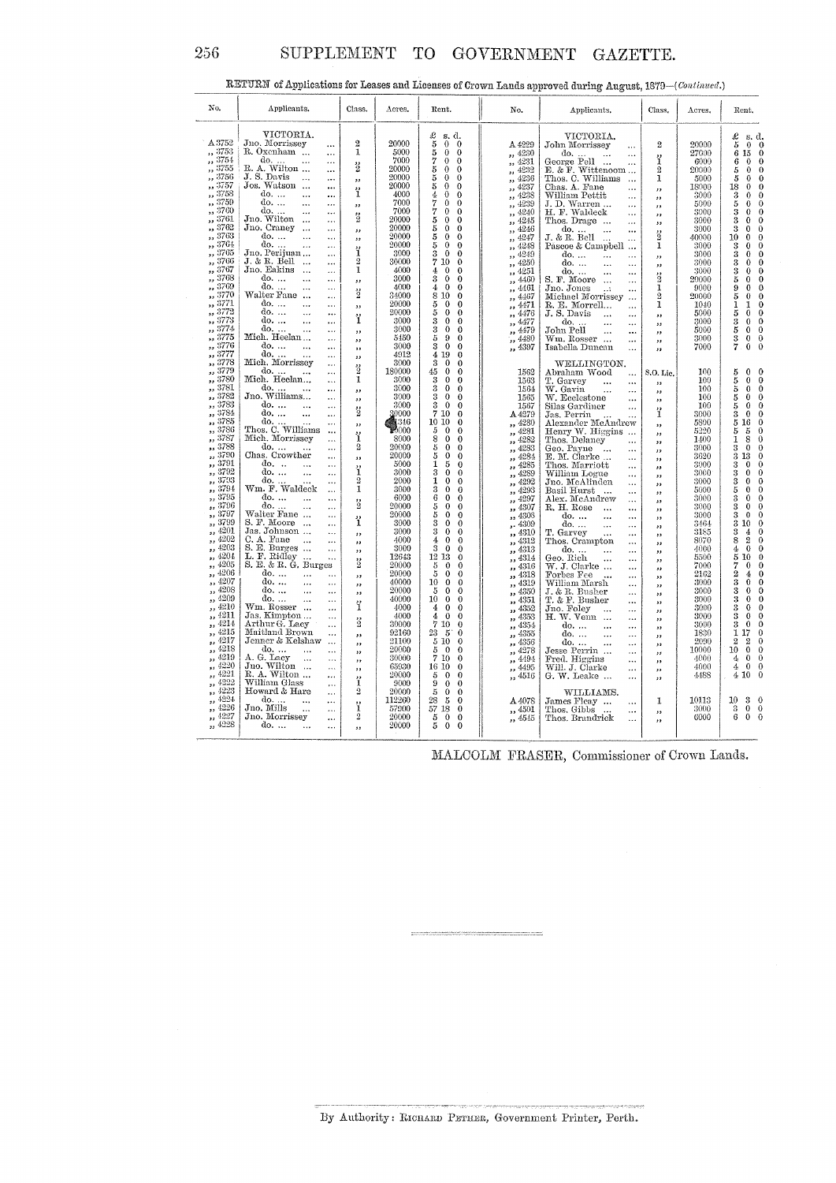RETURN of Applications for Leases and Licenses of Crown Lands approved during August, 1879—(Continued.)

| No. | Applicants. | Class. | Acres. | Rent. £ s. d. |
|---|---|---|---|---|
| | VICTORIA. | | | |
| A 3752 | Jno. Morrissey | 2 | 20000 | 5 0 0 |
| „ 3753 | R. Oxenham | 1 | 5000 | 5 0 0 |
| „ 3754 | do. | „ | 7000 | 7 0 0 |
| „ 3755 | R. A. Wilton | 2 | 20000 | 5 0 0 |
| „ 3756 | J. S. Davis | „ | 20000 | 5 0 0 |
| „ 3757 | Jos. Watson | „ | 20000 | 5 0 0 |
| „ 3758 | do. | 1 | 4000 | 4 0 0 |
| „ 3759 | do. | „ | 7000 | 7 0 0 |
| „ 3760 | do. | „ | 7000 | 7 0 0 |
| „ 3761 | Jno. Wilton | 2 | 20000 | 5 0 0 |
| „ 3762 | Jno. Craney | „ | 20000 | 5 0 0 |
| „ 3763 | do. | „ | 20000 | 5 0 0 |
| „ 3764 | do. | „ | 20000 | 5 0 0 |
| „ 3765 | Jno. Perijuan | 1 | 3000 | 3 0 0 |
| „ 3766 | J. & R. Bell | 2 | 30000 | 7 10 0 |
| „ 3767 | Jno. Eakins | 1 | 4000 | 4 0 0 |
| „ 3768 | do. | „ | 3000 | 3 0 0 |
| „ 3769 | do. | „ | 4000 | 4 0 0 |
| „ 3770 | Walter Fane | 2 | 34000 | 8 10 0 |
| „ 3771 | do. | „ | 20000 | 5 0 0 |
| „ 3772 | do. | „ | 20000 | 5 0 0 |
| „ 3773 | do. | 1 | 3000 | 3 0 0 |
| „ 3774 | do. | „ | 3000 | 3 0 0 |
| „ 3775 | Mich. Heelan | „ | 5450 | 5 9 0 |
| „ 3776 | do. | „ | 3000 | 3 0 0 |
| „ 3777 | do. | „ | 4912 | 4 19 0 |
| „ 3778 | Mich. Morrissey | „ | 3000 | 3 0 0 |
| „ 3779 | do. | 2 | 180000 | 45 0 0 |
| „ 3780 | Mich. Heelan | 1 | 3000 | 3 0 0 |
| „ 3781 | do. | „ | 3000 | 3 0 0 |
| „ 3782 | Jno. Williams | „ | 3000 | 3 0 0 |
| „ 3783 | do. | „ | 3000 | 3 0 0 |
| „ 3784 | do. | 2 | 30000 | 7 10 0 |
| „ 3785 | do. | „ | 1346 | 10 10 0 |
| „ 3786 | Thos. C. Williams | „ | 5000 | 5 0 0 |
| „ 3787 | Mich. Morrissey | 1 | 8300 | 8 0 0 |
| „ 3788 | do. | 2 | 20000 | 5 0 0 |
| „ 3790 | Chas. Crowther | „ | 20000 | 5 0 0 |
| „ 3791 | do. | „ | 5000 | 1 5 0 |
| „ 3792 | do. | 1 | 3000 | 3 0 0 |
| „ 3793 | do. | 2 | 2000 | 1 0 0 |
| „ 3794 | Wm. F. Waldeck | 1 | 3000 | 3 0 0 |
| „ 3795 | do. | „ | 6000 | 6 0 0 |
| „ 3796 | do. | 2 | 20000 | 5 0 0 |
| „ 3797 | Walter Fane | „ | 20000 | 5 0 0 |
| „ 3799 | S. F. Moore | 1 | 3000 | 3 0 0 |
| „ 4201 | Jas. Johnson | „ | 3000 | 3 0 0 |
| „ 4202 | C. A. Fane | „ | 4000 | 4 0 0 |
| „ 4203 | S. E. Burges | „ | 3000 | 3 0 0 |
| „ 4204 | L. F. Ridley | „ | 12643 | 12 13 0 |
| „ 4205 | S. E. & R. G. Burges | 2 | 20000 | 5 0 0 |
| „ 4206 | do. | „ | 20000 | 5 0 0 |
| „ 4207 | do. | „ | 40000 | 10 0 0 |
| „ 4208 | do. | „ | 20000 | 5 0 0 |
| „ 4209 | do. | „ | 40000 | 10 0 0 |
| „ 4210 | Wm. Rosser | 1 | 4000 | 4 0 0 |
| „ 4211 | Jas. Kimpton | „ | 4000 | 4 0 0 |
| „ 4214 | Arthur G. Lacy | 2 | 30000 | 7 10 0 |
| „ 4215 | Maitland Brown | „ | 92160 | 23 5 0 |
| „ 4217 | Jenner & Kelshaw | „ | 21100 | 5 10 0 |
| „ 4218 | do. | „ | 20000 | 5 0 0 |
| „ 4219 | A. G. Lacy | „ | 30000 | 7 10 0 |
| „ 4220 | Jno. Wilton | „ | 65930 | 16 10 0 |
| „ 4221 | R. A. Wilton | „ | 20000 | 5 0 0 |
| „ 4222 | William Glass | 1 | 9000 | 9 0 0 |
| „ 4223 | Howard & Hare | 2 | 20000 | 5 0 0 |
| „ 4224 | do. | „ | 112260 | 28 5 0 |
| „ 4226 | Jno. Mills | 1 | 57900 | 57 18 0 |
| „ 4227 | Jno. Morrissey | 2 | 20000 | 5 0 0 |
| „ 4228 | do. | „ | 20000 | 5 0 0 |
| A 4229 | John Morrissey | 2 | 20000 | 5 0 0 |
| „ 4230 | do. | „ | 27000 | 6 15 0 |
| „ 4231 | George Pell | 1 | 6000 | 6 0 0 |
| „ 4232 | E. & F. Wittenoom | 2 | 20000 | 5 0 0 |
| „ 4236 | Thos. C. Williams | 1 | 5000 | 5 0 0 |
| „ 4237 | Chas. A. Fane | „ | 18000 | 18 0 0 |
| „ 4238 | William Pettit | „ | 3000 | 3 0 0 |
| „ 4239 | J. D. Warren | „ | 5000 | 5 0 0 |
| „ 4240 | H. F. Waldeck | „ | 3000 | 3 0 0 |
| „ 4245 | Thos. Drage | „ | 3000 | 3 0 0 |
| „ 4246 | do. | „ | 3000 | 3 0 0 |
| „ 4247 | J. & R. Bell | 2 | 40000 | 10 0 0 |
| „ 4248 | Pascoe & Campbell | 1 | 3000 | 3 0 0 |
| „ 4249 | do. | „ | 3000 | 3 0 0 |
| „ 4250 | do. | „ | 3000 | 3 0 0 |
| „ 4251 | do. | „ | 3000 | 3 0 0 |
| „ 4460 | S. F. Moore | 2 | 20000 | 5 0 0 |
| „ 4461 | Jno. Jones | 1 | 9000 | 9 0 0 |
| „ 4467 | Michael Morrissey | 2 | 20000 | 5 0 0 |
| „ 4471 | R. E. Morrell | 1 | 1040 | 1 1 0 |
| „ 4476 | J. S. Davis | „ | 5000 | 5 0 0 |
| „ 4477 | do. | „ | 3000 | 3 0 0 |
| „ 4479 | John Pell | „ | 5000 | 5 0 0 |
| „ 4480 | Wm. Rosser | „ | 3000 | 3 0 0 |
| „ 4307 | Isabella Duncan | „ | 7000 | 7 0 0 |
| | WELLINGTON. | | | |
| 1562 | Abraham Wood | S.O. Lic. | 100 | 5 0 0 |
| 1563 | T. Garvey | „ | 100 | 5 0 0 |
| 1564 | W. Gavin | „ | 100 | 5 0 0 |
| 1565 | W. Ecclestone | „ | 100 | 5 0 0 |
| 1567 | Silas Gardiner | „ | 100 | 5 0 0 |
| A 4279 | Jas. Perrin | 1 | 3000 | 3 0 0 |
| „ 4280 | Alexander McAndrew | „ | 5800 | 5 16 0 |
| „ 4281 | Henry W. Higgins | „ | 5220 | 5 5 0 |
| „ 4282 | Thos. Delaney | „ | 1400 | 1 8 0 |
| „ 4283 | Geo. Payne | „ | 3000 | 3 0 0 |
| „ 4284 | E. M. Clarke | „ | 3620 | 3 13 0 |
| „ 4285 | Thos. Marriott | „ | 3000 | 3 0 0 |
| „ 4289 | William Logue | „ | 3000 | 3 0 0 |
| „ 4292 | Jno. McAlinden | „ | 3000 | 3 0 0 |
| „ 4293 | Basil Hurst | „ | 5000 | 5 0 0 |
| „ 4297 | Alex. McAndrew | „ | 3000 | 3 0 0 |
| „ 4307 | R. H. Rose | „ | 3000 | 3 0 0 |
| „ 4308 | do. | „ | 3000 | 3 0 0 |
| „ 4309 | do. | „ | 3464 | 3 10 0 |
| „ 4310 | T. Garvey | „ | 3185 | 3 4 0 |
| „ 4312 | Thos. Crampton | „ | 8070 | 8 2 0 |
| „ 4313 | do. | „ | 4000 | 4 0 0 |
| „ 4314 | Geo. Rich | „ | 5500 | 5 10 0 |
| „ 4316 | W. J. Clarke | „ | 7000 | 7 0 0 |
| „ 4318 | Forbes Fee | „ | 2162 | 2 4 0 |
| „ 4319 | William Marsh | „ | 3000 | 3 0 0 |
| „ 4350 | J. & R. Busher | „ | 3000 | 3 0 0 |
| „ 4351 | T. & F. Busher | „ | 3000 | 3 0 0 |
| „ 4352 | Jno. Foley | „ | 3000 | 3 0 0 |
| „ 4353 | H. W. Venn | „ | 3000 | 3 0 0 |
| „ 4354 | do. | „ | 3000 | 3 0 0 |
| „ 4355 | do. | „ | 1830 | 1 17 0 |
| „ 4356 | do. | „ | 2090 | 2 2 0 |
| „ 4278 | Jesse Perrin | „ | 10000 | 10 0 0 |
| „ 4494 | Fred. Higgins | „ | 4000 | 4 0 0 |
| „ 4495 | Will. J. Clarke | „ | 4000 | 4 0 0 |
| „ 4516 | G. W. Leake | „ | 4488 | 4 10 0 |
| | WILLIAMS. | | | |
| A 4078 | James Fleay | 1 | 10113 | 10 3 0 |
| „ 4501 | Thos. Gibbs | „ | 3000 | 3 0 0 |
| „ 4545 | Thos. Brandrick | „ | 6000 | 6 0 0 |

MALCOLM FRASER, Commissioner of Crown Lands.

By Authority: RICHARD PETHER, Government Printer, Perth.